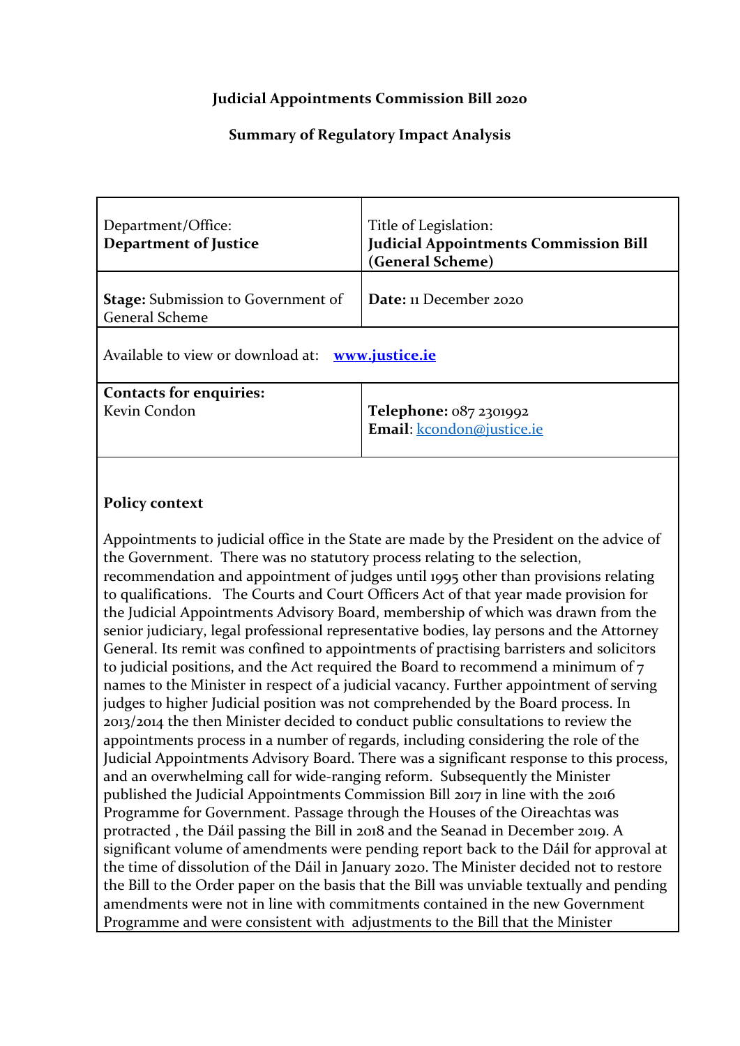**Judicial Appointments Commission Bill 2020**

**Summary of Regulatory Impact Analysis**

| Department/Office: **Department of Justice** | Title of Legislation: **Judicial Appointments Commission Bill (General Scheme)** |
|---|---|
| **Stage:** Submission to Government of General Scheme | **Date:** 11 December 2020 |
| Available to view or download at: **www.justice.ie** | |
| **Contacts for enquiries:** Kevin Condon | **Telephone:** 087 2301992 **Email**: kcondon@justice.ie |

**Policy context**

Appointments to judicial office in the State are made by the President on the advice of the Government. There was no statutory process relating to the selection, recommendation and appointment of judges until 1995 other than provisions relating to qualifications. The Courts and Court Officers Act of that year made provision for the Judicial Appointments Advisory Board, membership of which was drawn from the senior judiciary, legal professional representative bodies, lay persons and the Attorney General. Its remit was confined to appointments of practising barristers and solicitors to judicial positions, and the Act required the Board to recommend a minimum of 7 names to the Minister in respect of a judicial vacancy. Further appointment of serving judges to higher Judicial position was not comprehended by the Board process. In 2013/2014 the then Minister decided to conduct public consultations to review the appointments process in a number of regards, including considering the role of the Judicial Appointments Advisory Board. There was a significant response to this process, and an overwhelming call for wide-ranging reform. Subsequently the Minister published the Judicial Appointments Commission Bill 2017 in line with the 2016 Programme for Government. Passage through the Houses of the Oireachtas was protracted , the Dáil passing the Bill in 2018 and the Seanad in December 2019. A significant volume of amendments were pending report back to the Dáil for approval at the time of dissolution of the Dáil in January 2020. The Minister decided not to restore the Bill to the Order paper on the basis that the Bill was unviable textually and pending amendments were not in line with commitments contained in the new Government Programme and were consistent with adjustments to the Bill that the Minister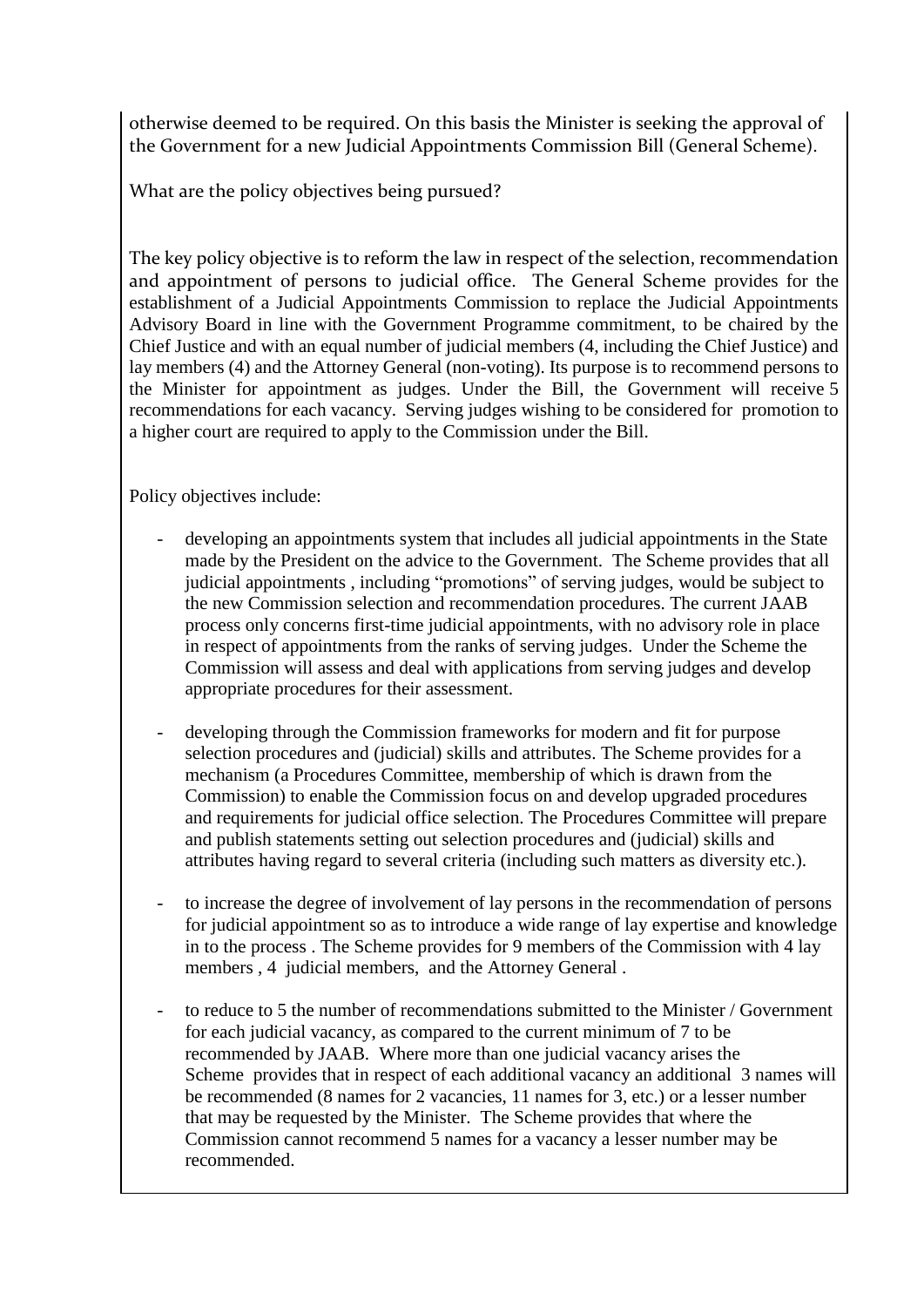otherwise deemed to be required. On this basis the Minister is seeking the approval of the Government for a new Judicial Appointments Commission Bill (General Scheme).

What are the policy objectives being pursued?

The key policy objective is to reform the law in respect of the selection, recommendation and appointment of persons to judicial office. The General Scheme provides for the establishment of a Judicial Appointments Commission to replace the Judicial Appointments Advisory Board in line with the Government Programme commitment, to be chaired by the Chief Justice and with an equal number of judicial members (4, including the Chief Justice) and lay members (4) and the Attorney General (non-voting). Its purpose is to recommend persons to the Minister for appointment as judges. Under the Bill, the Government will receive 5 recommendations for each vacancy. Serving judges wishing to be considered for promotion to a higher court are required to apply to the Commission under the Bill.

Policy objectives include:

- developing an appointments system that includes all judicial appointments in the State made by the President on the advice to the Government. The Scheme provides that all judicial appointments , including "promotions" of serving judges, would be subject to the new Commission selection and recommendation procedures. The current JAAB process only concerns first-time judicial appointments, with no advisory role in place in respect of appointments from the ranks of serving judges. Under the Scheme the Commission will assess and deal with applications from serving judges and develop appropriate procedures for their assessment.

- developing through the Commission frameworks for modern and fit for purpose selection procedures and (judicial) skills and attributes. The Scheme provides for a mechanism (a Procedures Committee, membership of which is drawn from the Commission) to enable the Commission focus on and develop upgraded procedures and requirements for judicial office selection. The Procedures Committee will prepare and publish statements setting out selection procedures and (judicial) skills and attributes having regard to several criteria (including such matters as diversity etc.).

- to increase the degree of involvement of lay persons in the recommendation of persons for judicial appointment so as to introduce a wide range of lay expertise and knowledge in to the process . The Scheme provides for 9 members of the Commission with 4 lay members , 4 judicial members, and the Attorney General .

- to reduce to 5 the number of recommendations submitted to the Minister / Government for each judicial vacancy, as compared to the current minimum of 7 to be recommended by JAAB. Where more than one judicial vacancy arises the Scheme provides that in respect of each additional vacancy an additional 3 names will be recommended (8 names for 2 vacancies, 11 names for 3, etc.) or a lesser number that may be requested by the Minister. The Scheme provides that where the Commission cannot recommend 5 names for a vacancy a lesser number may be recommended.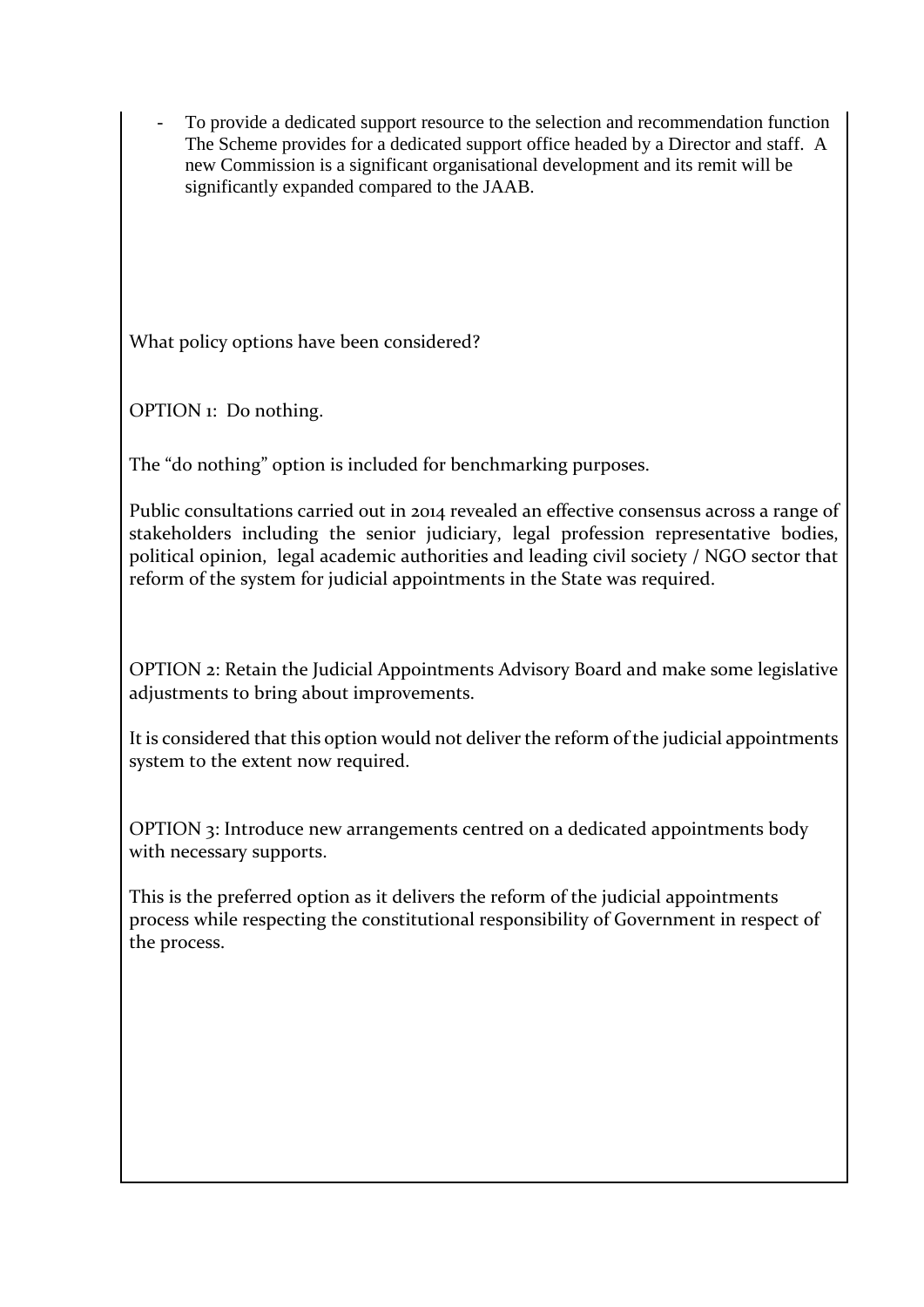- To provide a dedicated support resource to the selection and recommendation function The Scheme provides for a dedicated support office headed by a Director and staff. A new Commission is a significant organisational development and its remit will be significantly expanded compared to the JAAB.

What policy options have been considered?

OPTION 1: Do nothing.

The "do nothing" option is included for benchmarking purposes.

Public consultations carried out in 2014 revealed an effective consensus across a range of stakeholders including the senior judiciary, legal profession representative bodies, political opinion, legal academic authorities and leading civil society / NGO sector that reform of the system for judicial appointments in the State was required.

OPTION 2: Retain the Judicial Appointments Advisory Board and make some legislative adjustments to bring about improvements.

It is considered that this option would not deliver the reform of the judicial appointments system to the extent now required.

OPTION 3: Introduce new arrangements centred on a dedicated appointments body with necessary supports.

This is the preferred option as it delivers the reform of the judicial appointments process while respecting the constitutional responsibility of Government in respect of the process.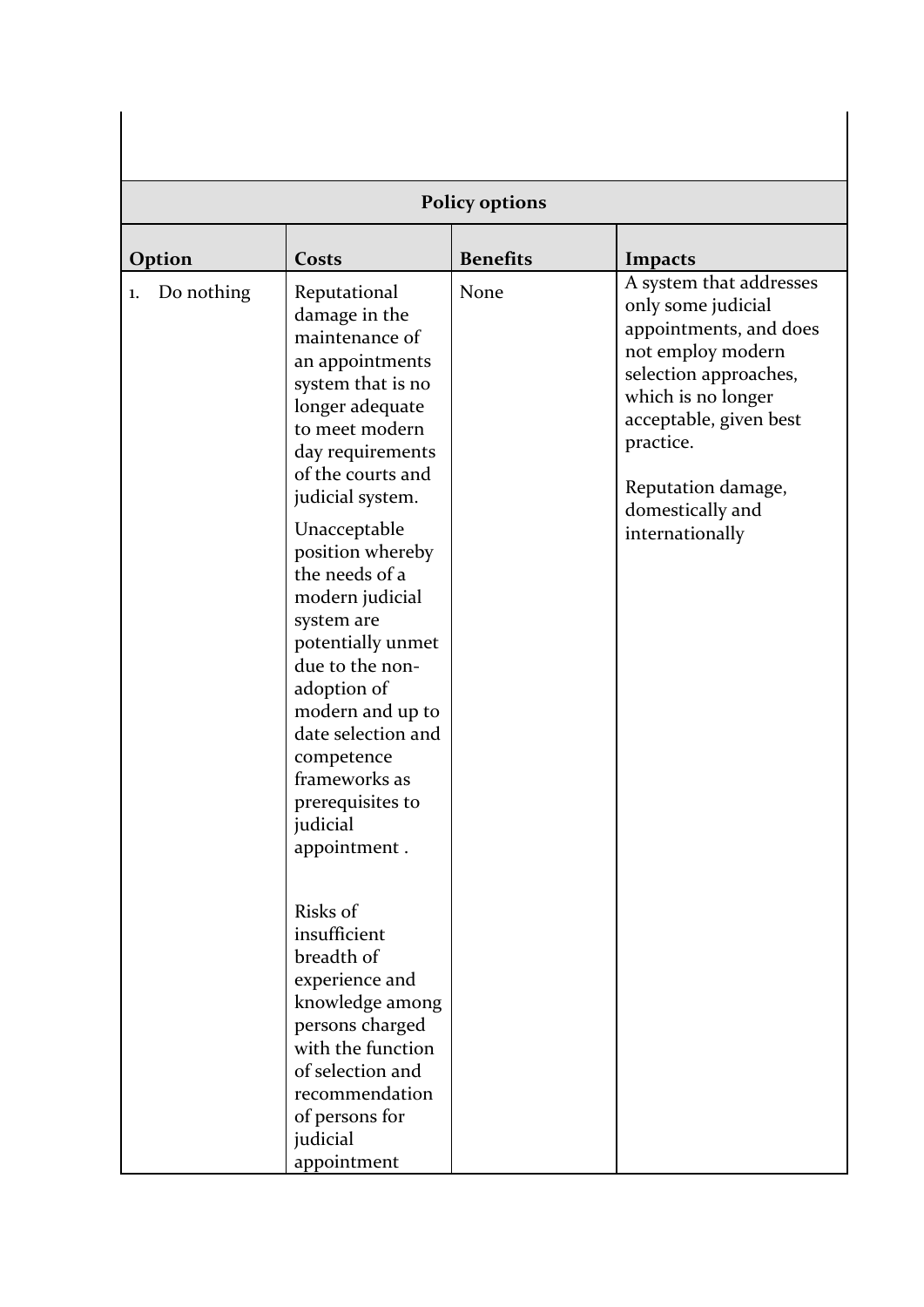| Policy options | | | |
|---|---|---|---|
| **Option** | **Costs** | **Benefits** | **Impacts** |
| 1. Do nothing | Reputational damage in the maintenance of an appointments system that is no longer adequate to meet modern day requirements of the courts and judicial system.<br><br>Unacceptable position whereby the needs of a modern judicial system are potentially unmet due to the non-adoption of modern and up to date selection and competence frameworks as prerequisites to judicial appointment .<br><br>Risks of insufficient breadth of experience and knowledge among persons charged with the function of selection and recommendation of persons for judicial appointment | None | A system that addresses only some judicial appointments, and does not employ modern selection approaches, which is no longer acceptable, given best practice.<br><br>Reputation damage, domestically and internationally |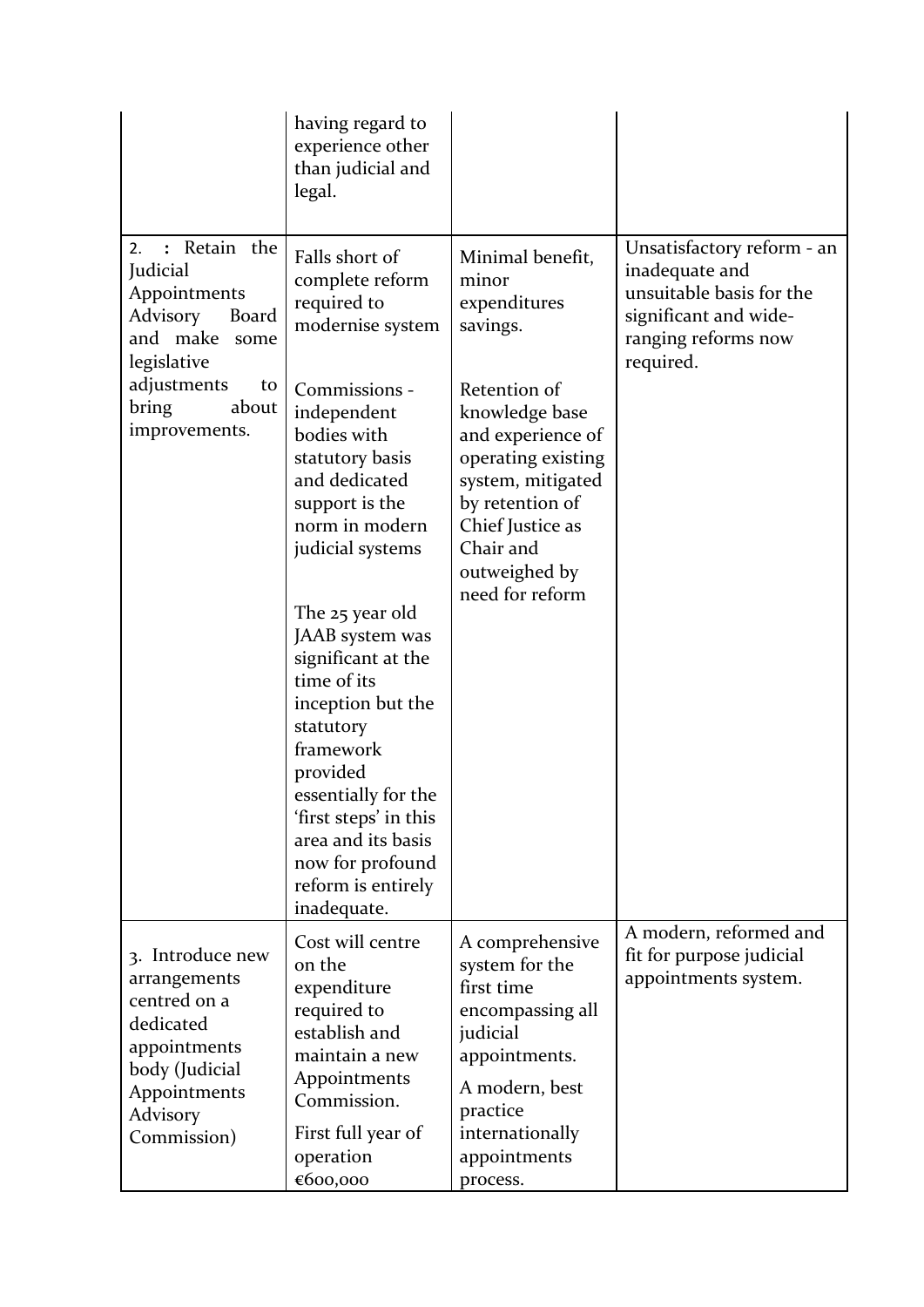| | | | |
|---|---|---|---|
| | having regard to experience other than judicial and legal. | | |
| 2. : Retain the Judicial Appointments Advisory Board and make some legislative adjustments to bring about improvements. | Falls short of complete reform required to modernise system<br><br>Commissions - independent bodies with statutory basis and dedicated support is the norm in modern judicial systems<br><br>The 25 year old JAAB system was significant at the time of its inception but the statutory framework provided essentially for the 'first steps' in this area and its basis now for profound reform is entirely inadequate. | Minimal benefit, minor expenditures savings.<br><br>Retention of knowledge base and experience of operating existing system, mitigated by retention of Chief Justice as Chair and outweighed by need for reform | Unsatisfactory reform - an inadequate and unsuitable basis for the significant and wide-ranging reforms now required. |
| 3. Introduce new arrangements centred on a dedicated appointments body (Judicial Appointments Advisory Commission) | Cost will centre on the expenditure required to establish and maintain a new Appointments Commission.<br><br>First full year of operation €600,000 | A comprehensive system for the first time encompassing all judicial appointments.<br><br>A modern, best practice internationally appointments process. | A modern, reformed and fit for purpose judicial appointments system. |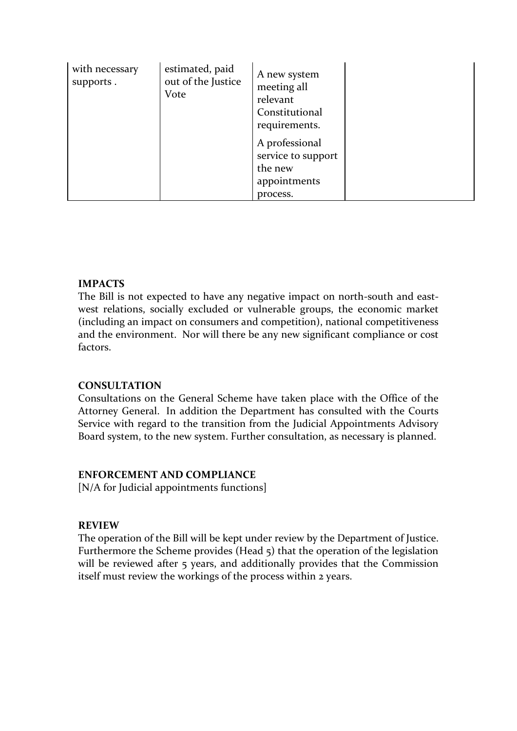| | | | |
|---|---|---|---|
| with necessary supports . | estimated, paid out of the Justice Vote | A new system meeting all relevant Constitutional requirements.<br><br>A professional service to support the new appointments process. | |

**IMPACTS**

The Bill is not expected to have any negative impact on north-south and east-west relations, socially excluded or vulnerable groups, the economic market (including an impact on consumers and competition), national competitiveness and the environment. Nor will there be any new significant compliance or cost factors.

**CONSULTATION**

Consultations on the General Scheme have taken place with the Office of the Attorney General. In addition the Department has consulted with the Courts Service with regard to the transition from the Judicial Appointments Advisory Board system, to the new system. Further consultation, as necessary is planned.

**ENFORCEMENT AND COMPLIANCE**

[N/A for Judicial appointments functions]

**REVIEW**

The operation of the Bill will be kept under review by the Department of Justice. Furthermore the Scheme provides (Head 5) that the operation of the legislation will be reviewed after 5 years, and additionally provides that the Commission itself must review the workings of the process within 2 years.